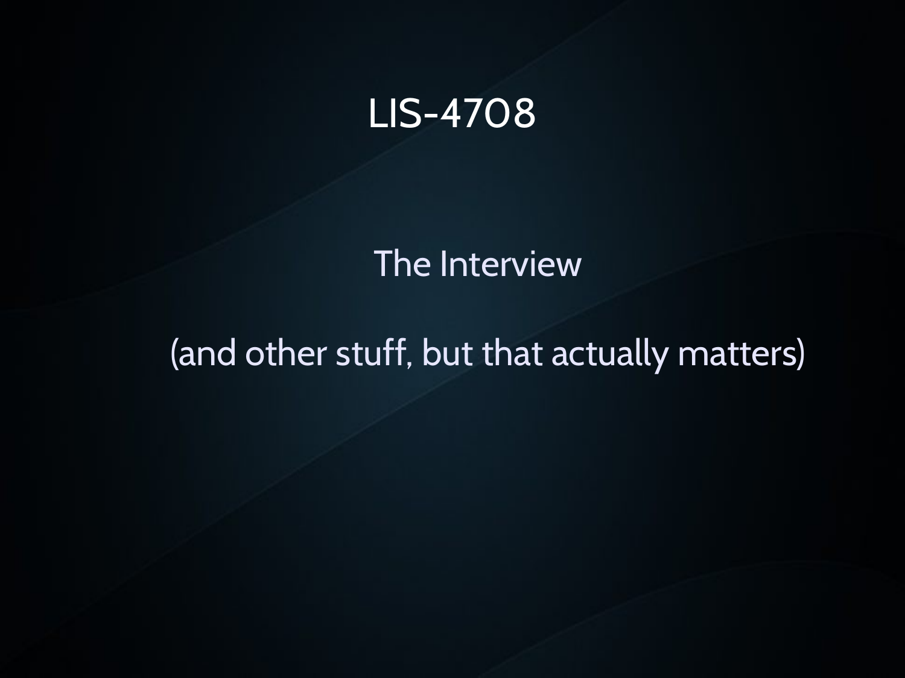# LIS-4708

## The Interview

(and other stuff, but that actually matters)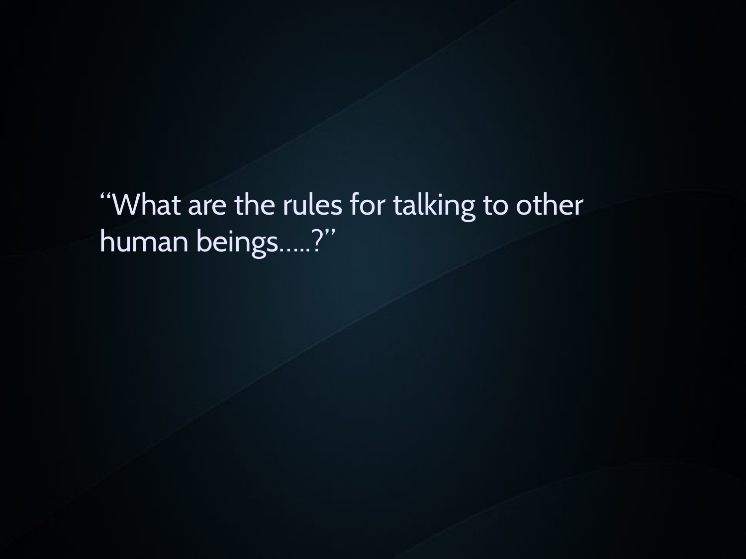"What are the rules for talking to other human beings.....?"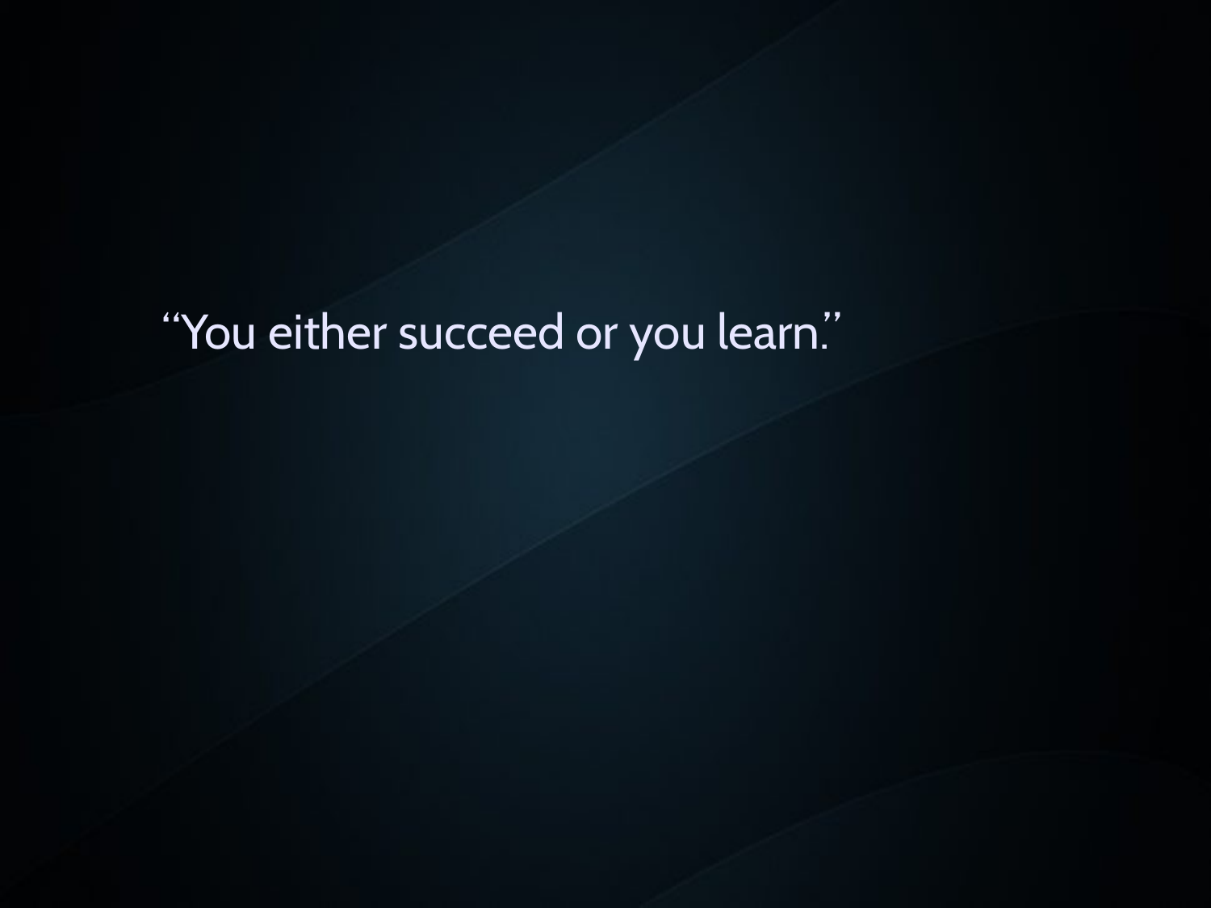"You either succeed or you learn."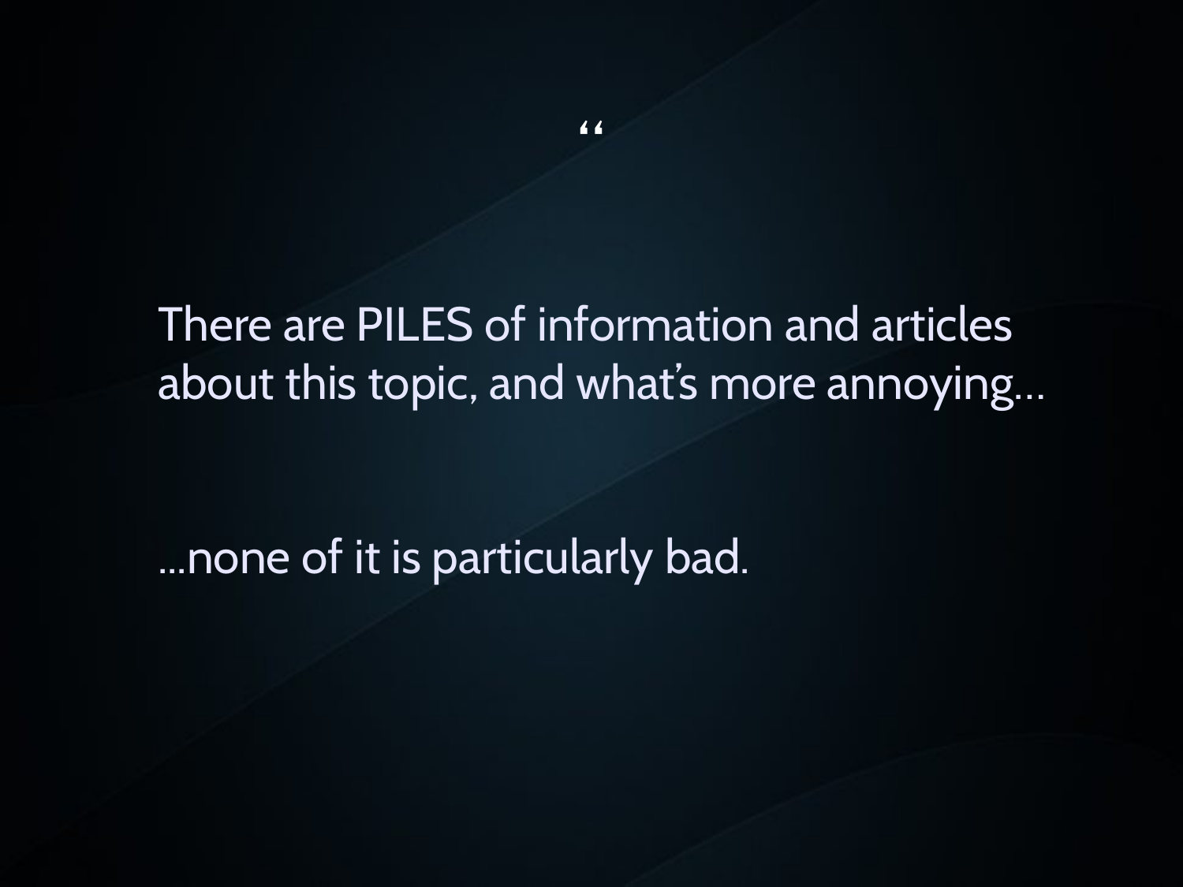“

There are PILES of information and articles about this topic, and what’s more annoying…

…none of it is particularly bad.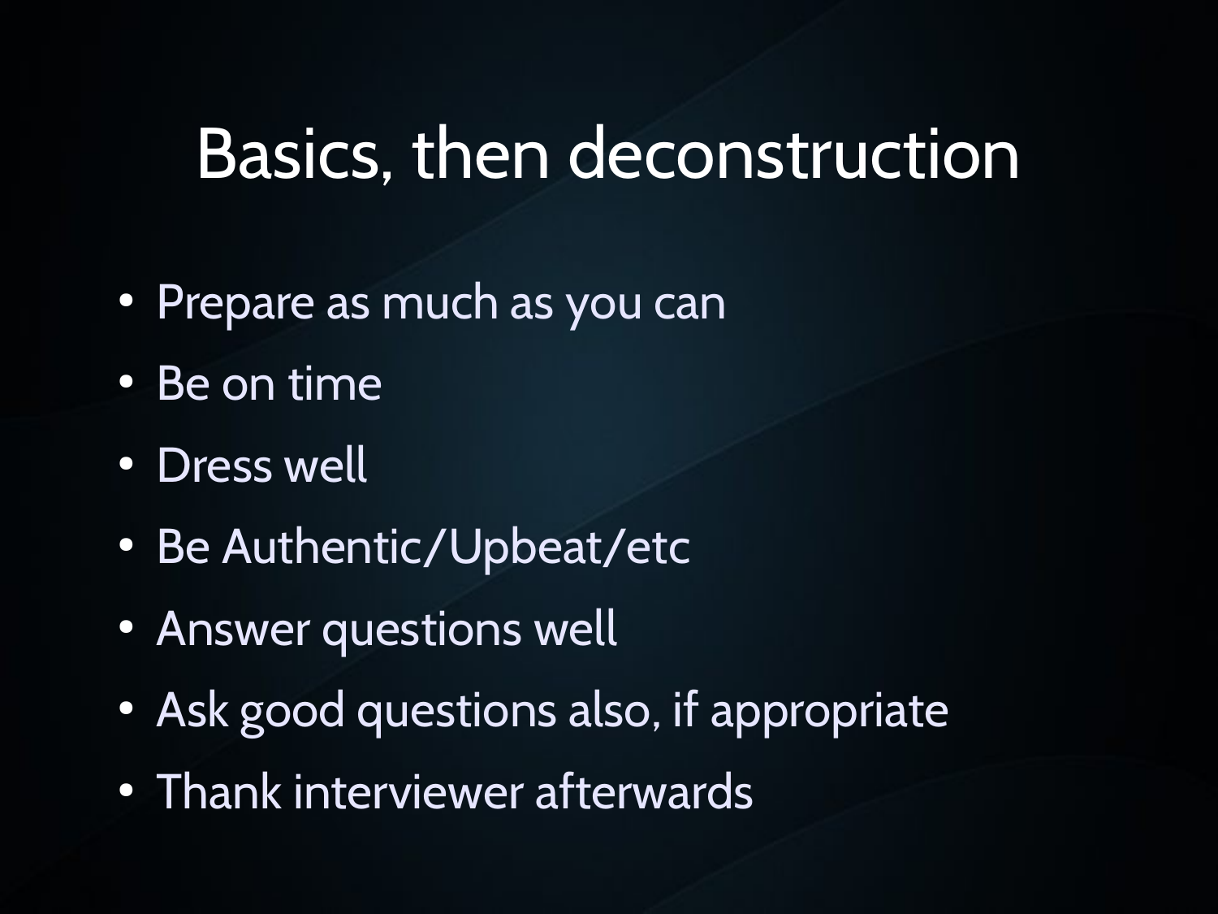# Basics, then deconstruction

- Prepare as much as you can
- Be on time
- Dress well
- Be Authentic/Upbeat/etc
- Answer questions well
- Ask good questions also, if appropriate
- Thank interviewer afterwards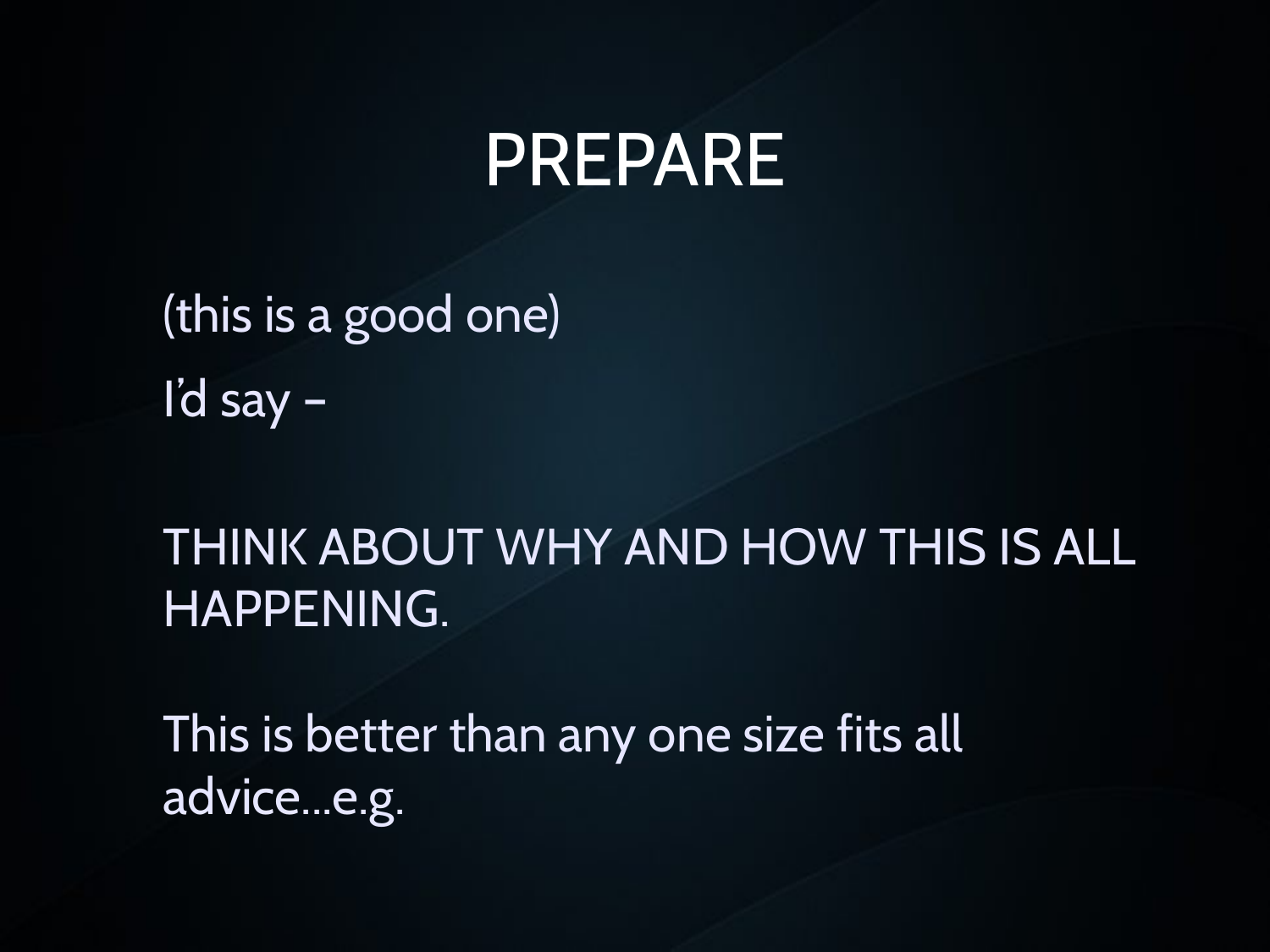# PREPARE

(this is a good one)

I'd say –

THINK ABOUT WHY AND HOW THIS IS ALL HAPPENING.

This is better than any one size fits all advice…e.g.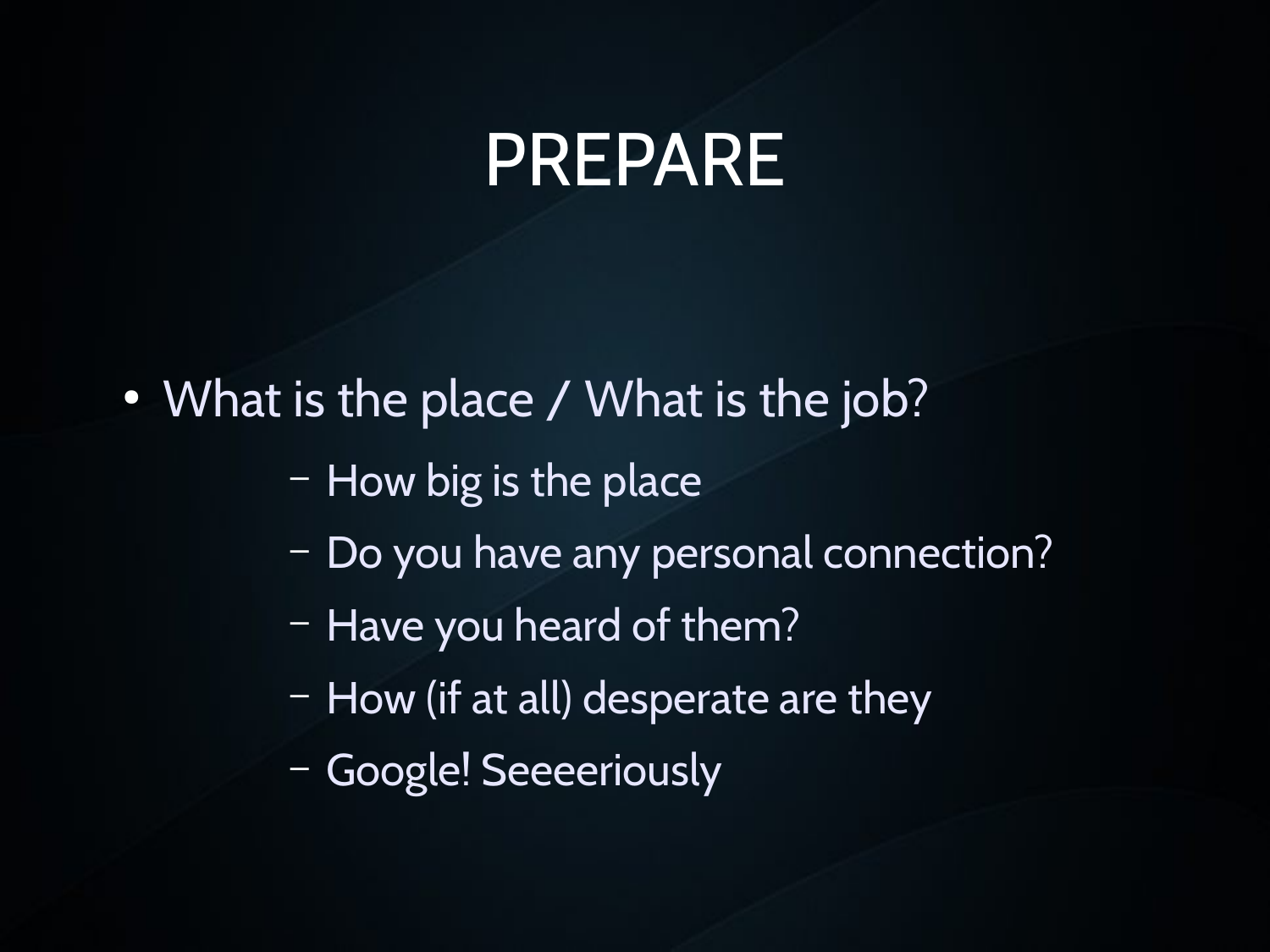# PREPARE

- What is the place / What is the job?
  - How big is the place
  - Do you have any personal connection?
  - Have you heard of them?
  - How (if at all) desperate are they
  - Google! Seeeeriously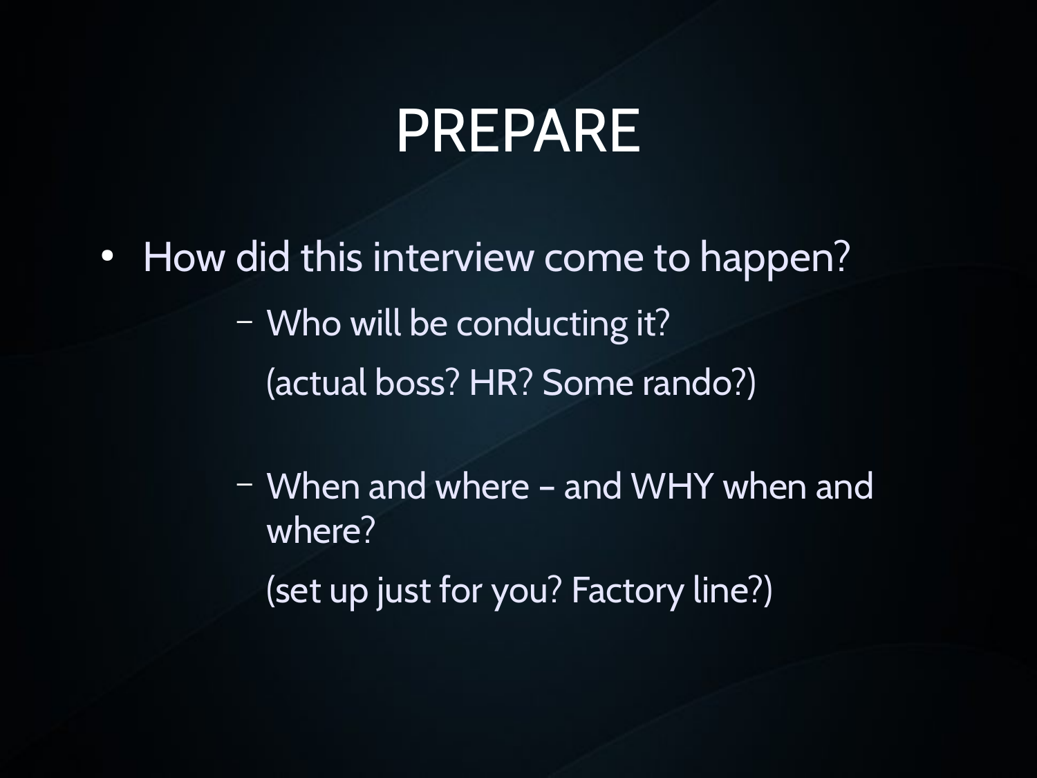# PREPARE

- How did this interview come to happen?
  - Who will be conducting it?

    (actual boss? HR? Some rando?)

  - When and where – and WHY when and where?

    (set up just for you? Factory line?)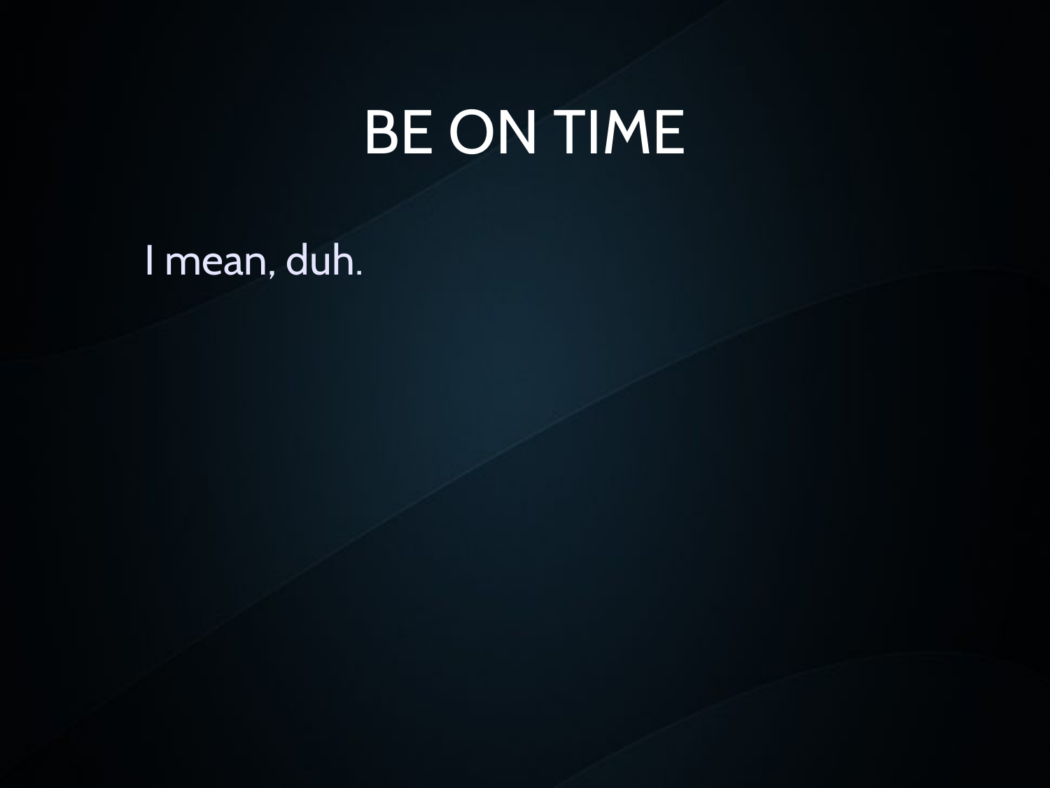# BE ON TIME

I mean, duh.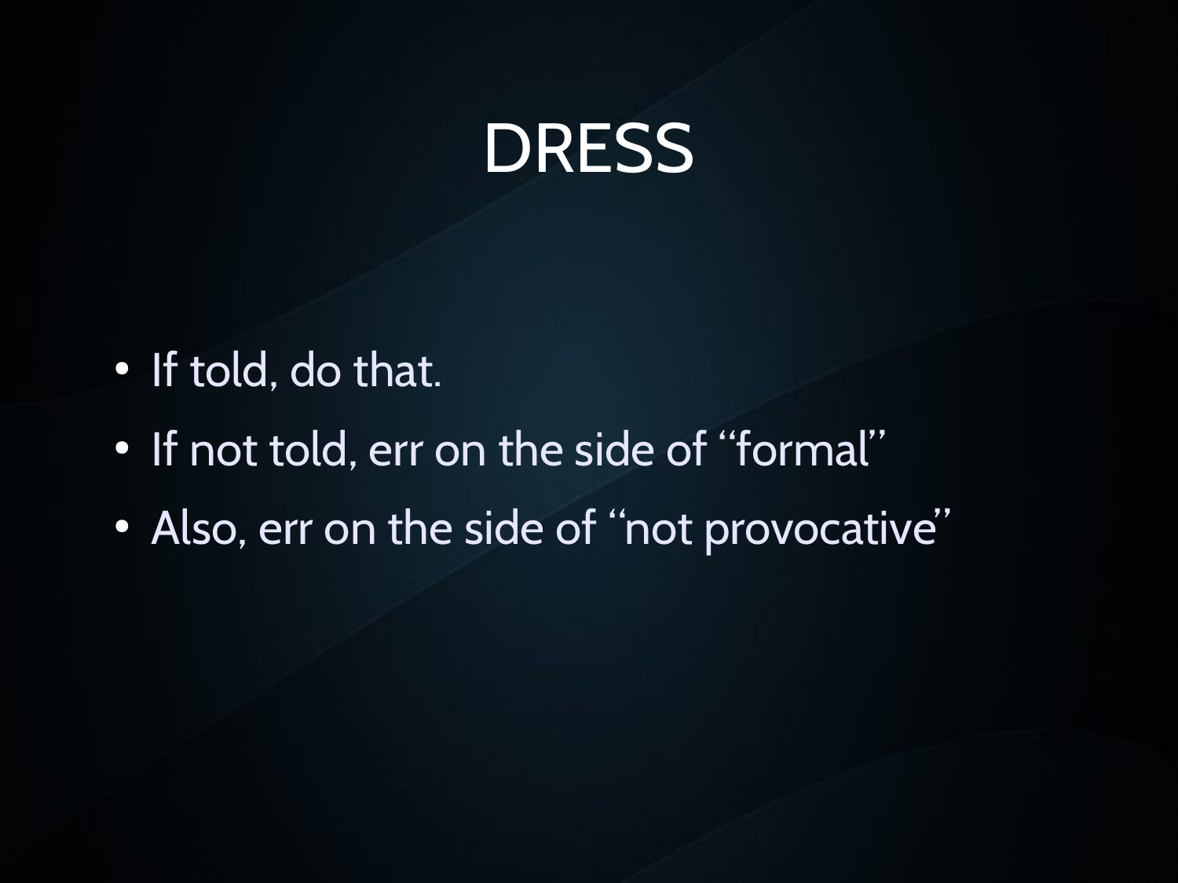# DRESS

- If told, do that.
- If not told, err on the side of "formal"
- Also, err on the side of "not provocative"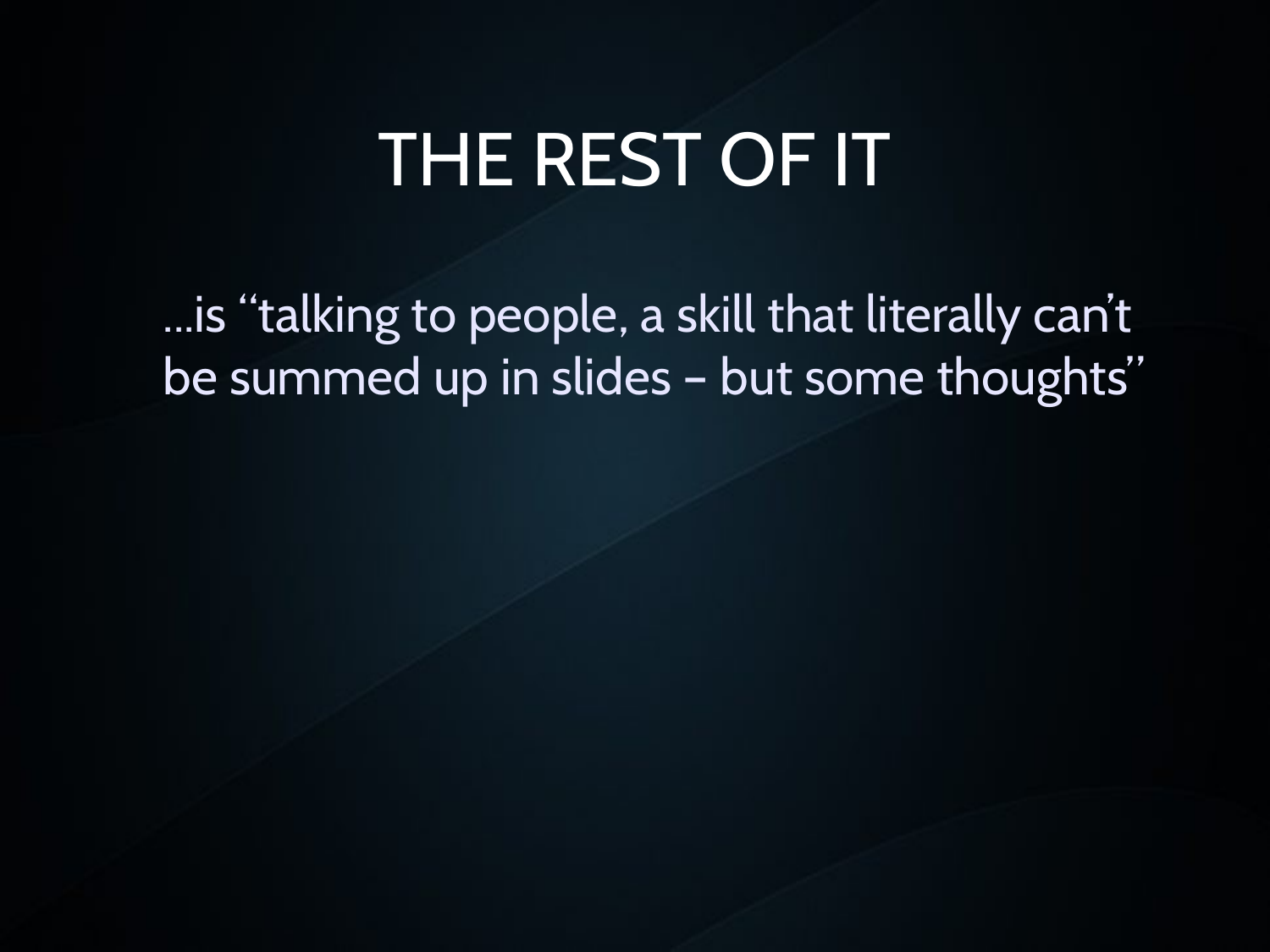# THE REST OF IT

…is “talking to people, a skill that literally can’t be summed up in slides – but some thoughts”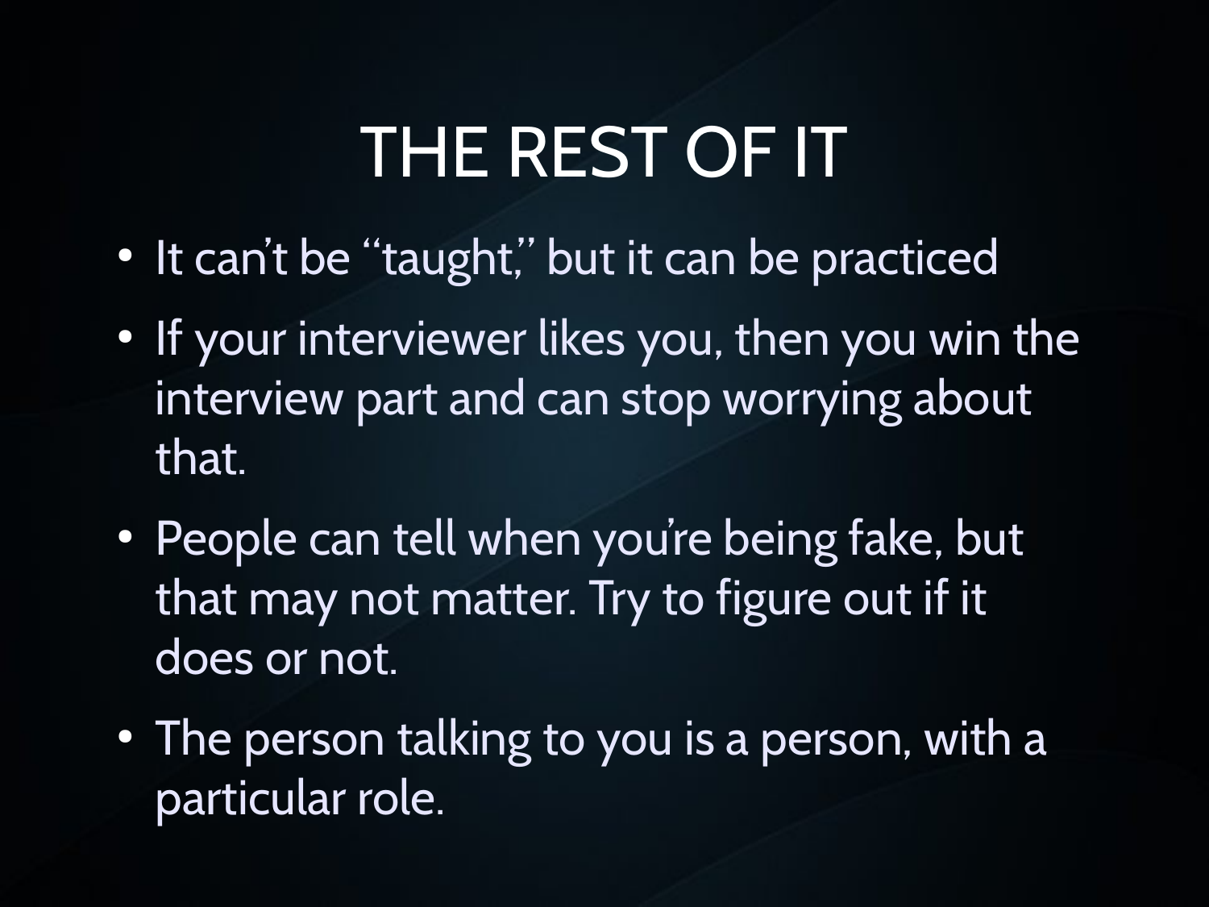# THE REST OF IT

- It can't be "taught," but it can be practiced
- If your interviewer likes you, then you win the interview part and can stop worrying about that.
- People can tell when you're being fake, but that may not matter. Try to figure out if it does or not.
- The person talking to you is a person, with a particular role.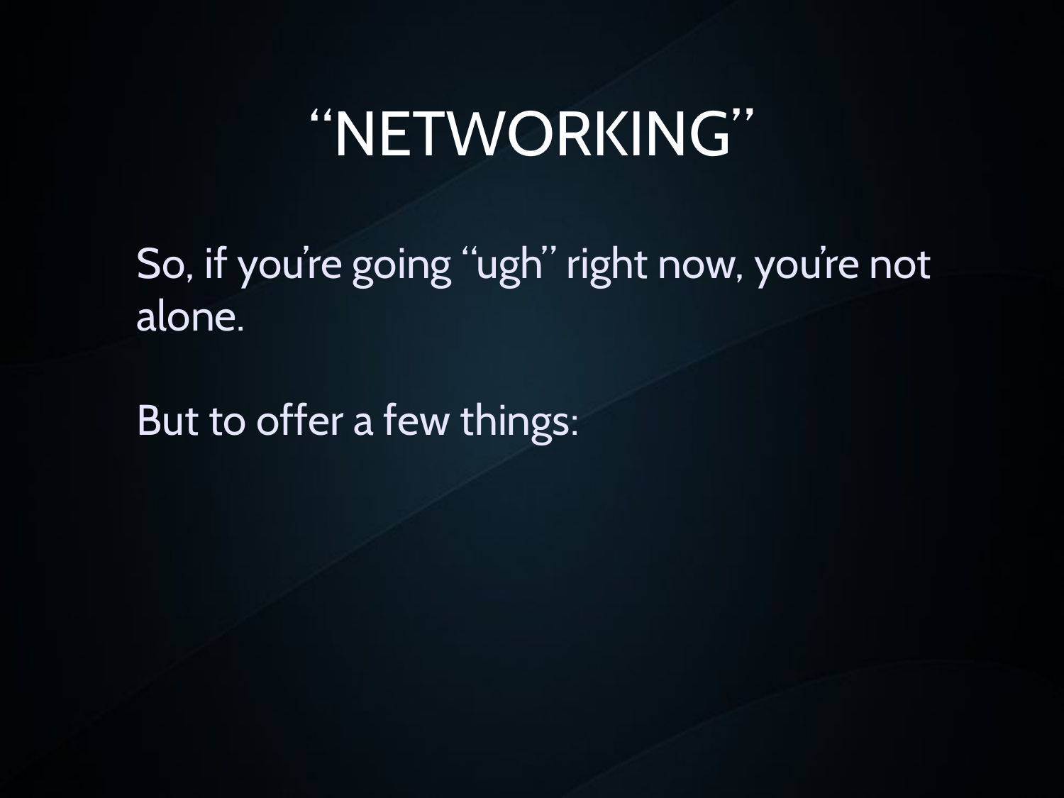# "NETWORKING"

So, if you're going "ugh" right now, you're not alone.

But to offer a few things: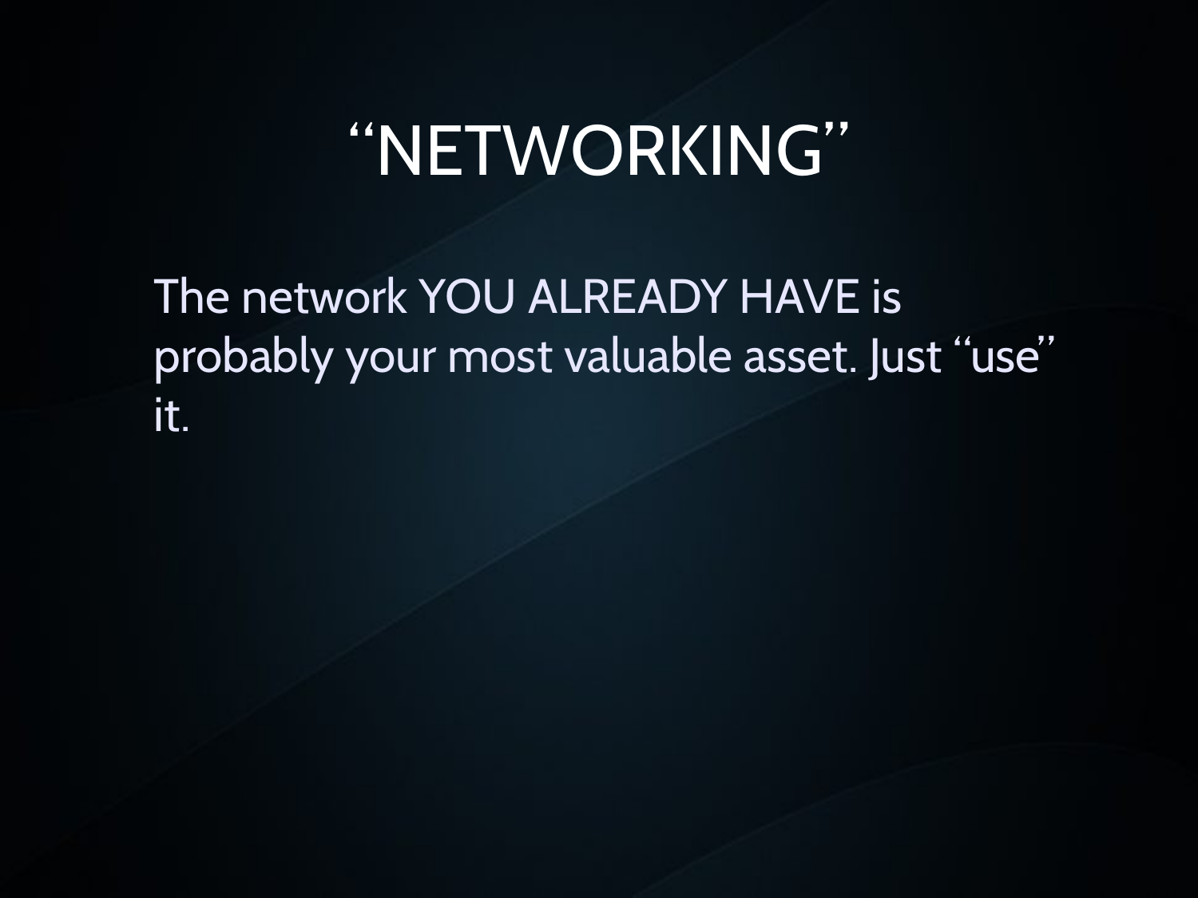# “NETWORKING”

The network YOU ALREADY HAVE is probably your most valuable asset. Just “use” it.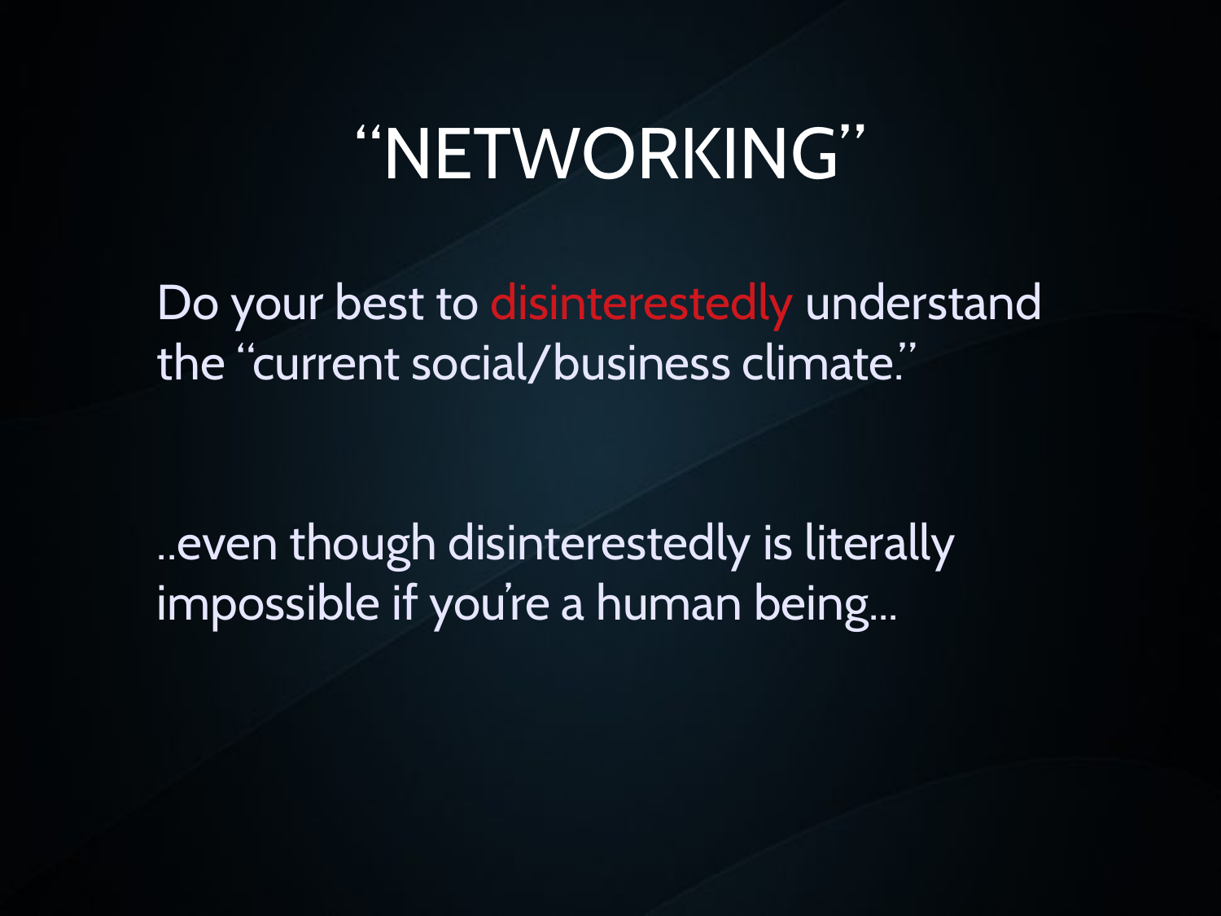# "NETWORKING"

Do your best to disinterestedly understand the "current social/business climate."

..even though disinterestedly is literally impossible if you're a human being...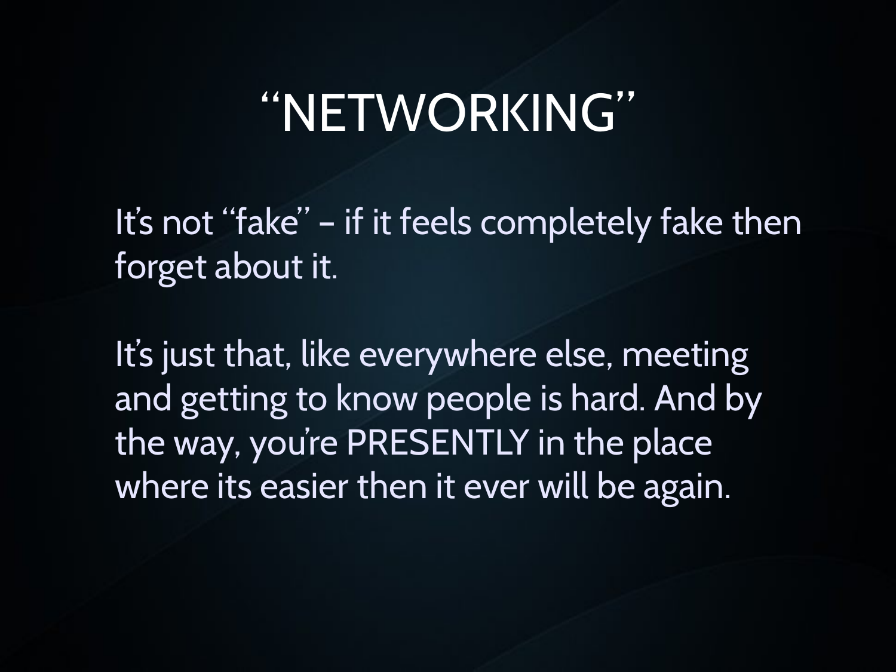# "NETWORKING"

It's not "fake" – if it feels completely fake then forget about it.

It's just that, like everywhere else, meeting and getting to know people is hard. And by the way, you're PRESENTLY in the place where its easier then it ever will be again.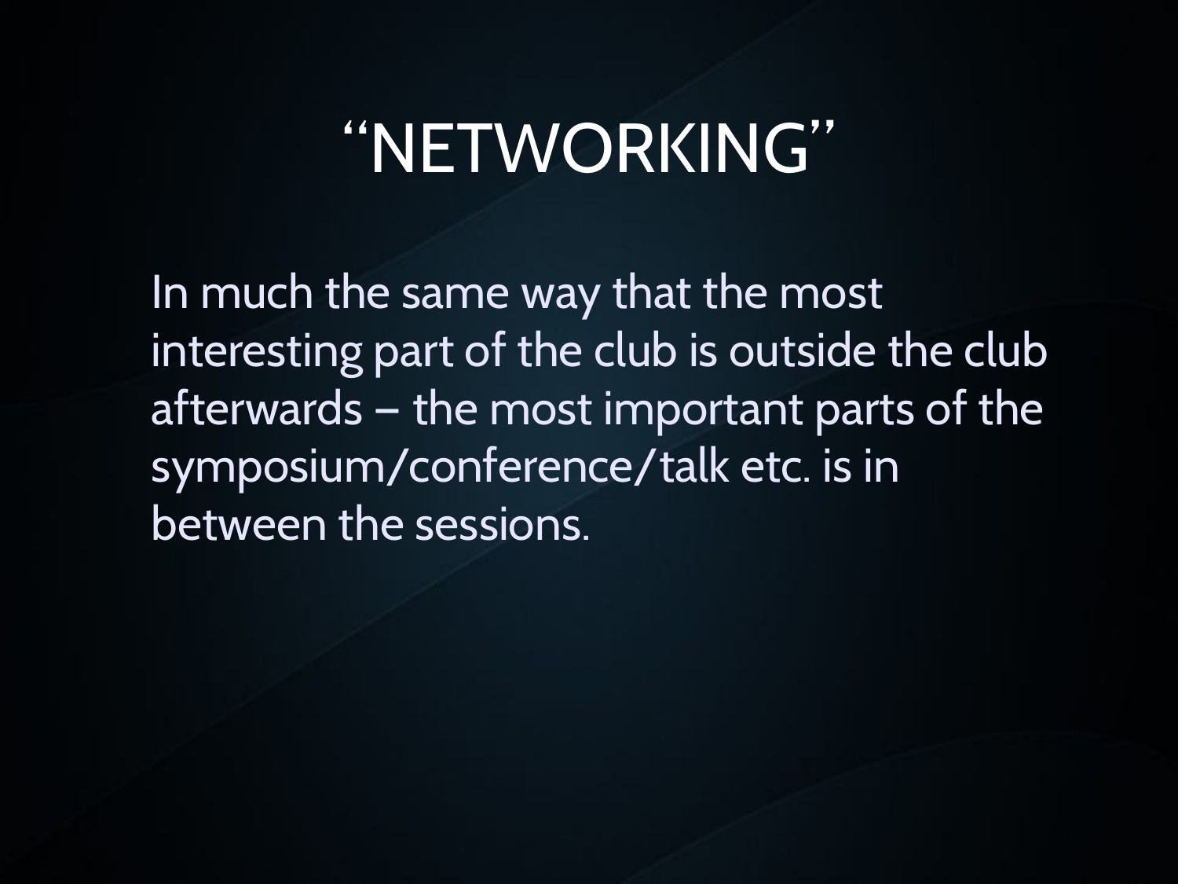# “NETWORKING”

In much the same way that the most interesting part of the club is outside the club afterwards – the most important parts of the symposium/conference/talk etc. is in between the sessions.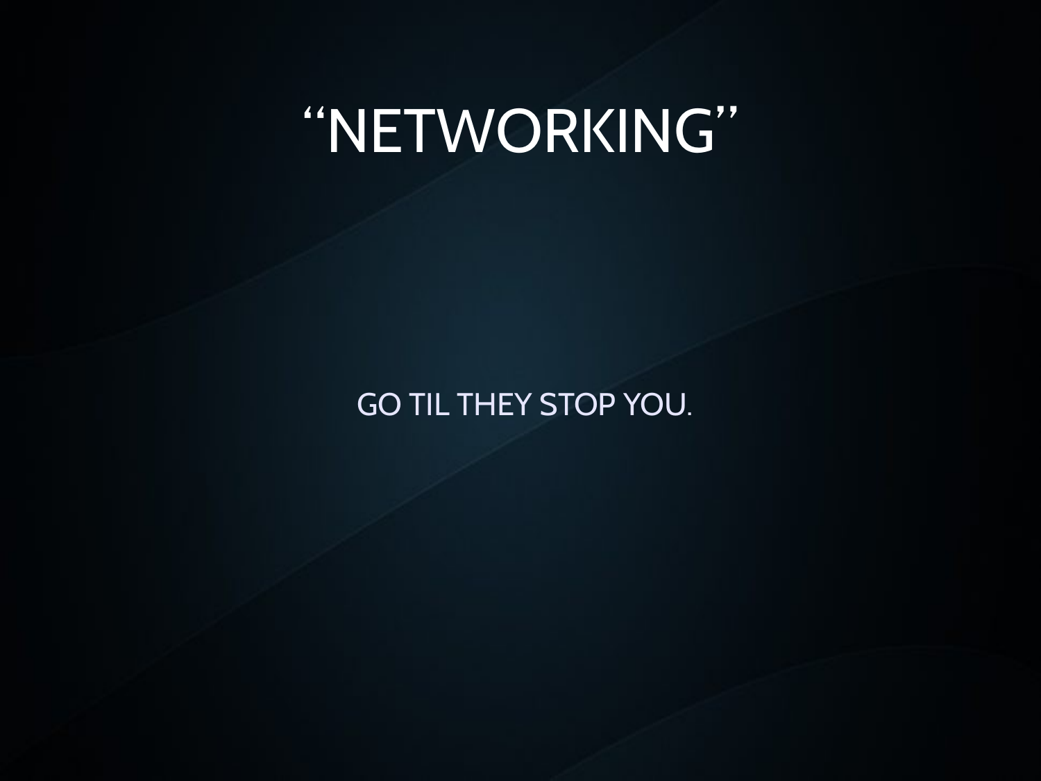# “NETWORKING”

GO TIL THEY STOP YOU.